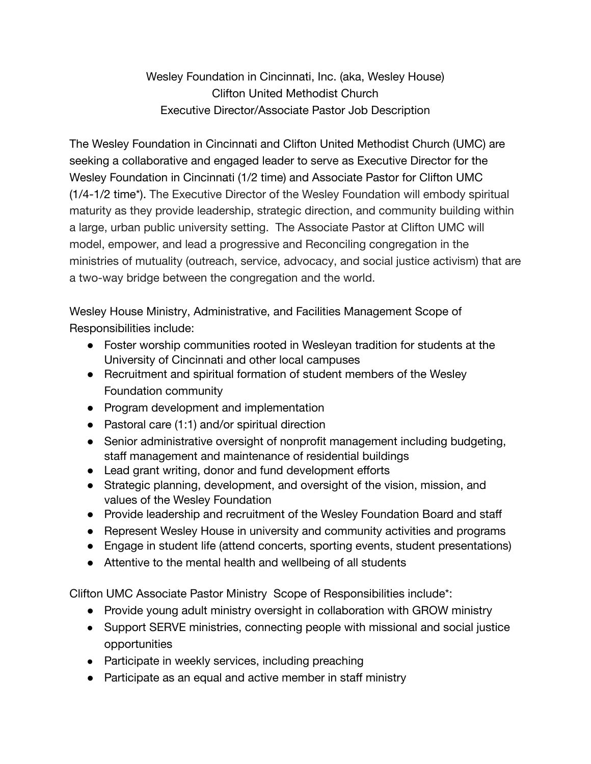# Wesley Foundation in Cincinnati, Inc. (aka, Wesley House)
## Clifton United Methodist Church
## Executive Director/Associate Pastor Job Description

The Wesley Foundation in Cincinnati and Clifton United Methodist Church (UMC) are seeking a collaborative and engaged leader to serve as Executive Director for the Wesley Foundation in Cincinnati (1/2 time) and Associate Pastor for Clifton UMC (1/4-1/2 time*). The Executive Director of the Wesley Foundation will embody spiritual maturity as they provide leadership, strategic direction, and community building within a large, urban public university setting. The Associate Pastor at Clifton UMC will model, empower, and lead a progressive and Reconciling congregation in the ministries of mutuality (outreach, service, advocacy, and social justice activism) that are a two-way bridge between the congregation and the world.

Wesley House Ministry, Administrative, and Facilities Management Scope of Responsibilities include:

- Foster worship communities rooted in Wesleyan tradition for students at the University of Cincinnati and other local campuses
- Recruitment and spiritual formation of student members of the Wesley Foundation community
- Program development and implementation
- Pastoral care (1:1) and/or spiritual direction
- Senior administrative oversight of nonprofit management including budgeting, staff management and maintenance of residential buildings
- Lead grant writing, donor and fund development efforts
- Strategic planning, development, and oversight of the vision, mission, and values of the Wesley Foundation
- Provide leadership and recruitment of the Wesley Foundation Board and staff
- Represent Wesley House in university and community activities and programs
- Engage in student life (attend concerts, sporting events, student presentations)
- Attentive to the mental health and wellbeing of all students

Clifton UMC Associate Pastor Ministry Scope of Responsibilities include*:

- Provide young adult ministry oversight in collaboration with GROW ministry
- Support SERVE ministries, connecting people with missional and social justice opportunities
- Participate in weekly services, including preaching
- Participate as an equal and active member in staff ministry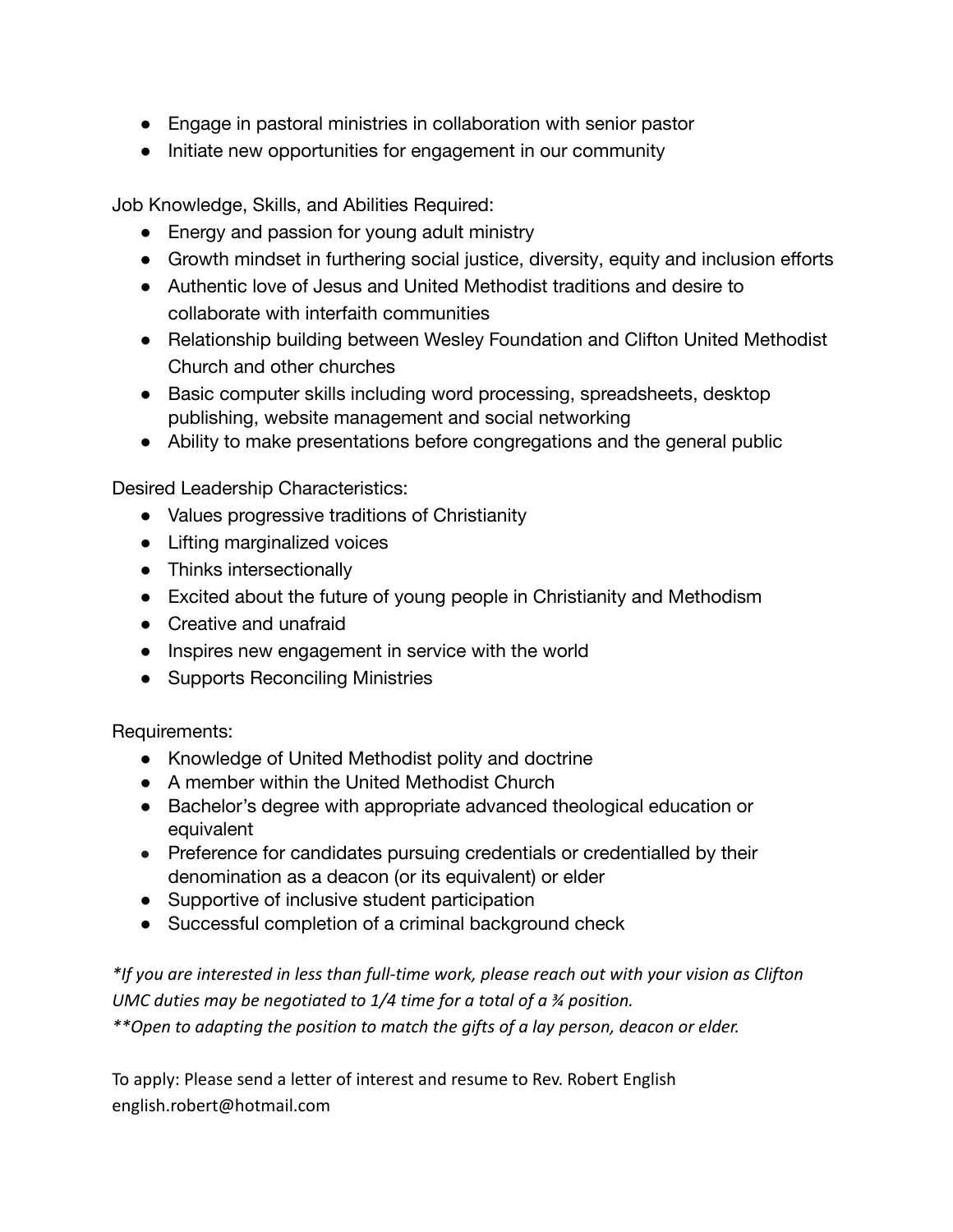- Engage in pastoral ministries in collaboration with senior pastor
- Initiate new opportunities for engagement in our community

Job Knowledge, Skills, and Abilities Required:

- Energy and passion for young adult ministry
- Growth mindset in furthering social justice, diversity, equity and inclusion efforts
- Authentic love of Jesus and United Methodist traditions and desire to collaborate with interfaith communities
- Relationship building between Wesley Foundation and Clifton United Methodist Church and other churches
- Basic computer skills including word processing, spreadsheets, desktop publishing, website management and social networking
- Ability to make presentations before congregations and the general public

Desired Leadership Characteristics:

- Values progressive traditions of Christianity
- Lifting marginalized voices
- Thinks intersectionally
- Excited about the future of young people in Christianity and Methodism
- Creative and unafraid
- Inspires new engagement in service with the world
- Supports Reconciling Ministries

Requirements:

- Knowledge of United Methodist polity and doctrine
- A member within the United Methodist Church
- Bachelor's degree with appropriate advanced theological education or equivalent
- Preference for candidates pursuing credentials or credentialled by their denomination as a deacon (or its equivalent) or elder
- Supportive of inclusive student participation
- Successful completion of a criminal background check

*\*If you are interested in less than full-time work, please reach out with your vision as Clifton UMC duties may be negotiated to 1/4 time for a total of a ¾ position.*
*\*\*Open to adapting the position to match the gifts of a lay person, deacon or elder.*

To apply: Please send a letter of interest and resume to Rev. Robert English
english.robert@hotmail.com